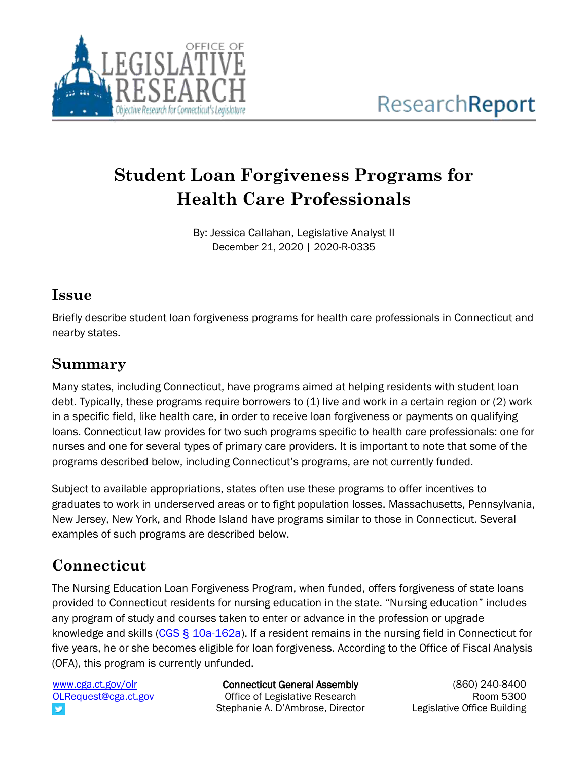# Student Loan Forgiveness Programs for Health Care Professionals

By: Jessica Callahan, Legislative Analyst II
December 21, 2020 | 2020-R-0335

## Issue

Briefly describe student loan forgiveness programs for health care professionals in Connecticut and nearby states.

## Summary

Many states, including Connecticut, have programs aimed at helping residents with student loan debt. Typically, these programs require borrowers to (1) live and work in a certain region or (2) work in a specific field, like health care, in order to receive loan forgiveness or payments on qualifying loans. Connecticut law provides for two such programs specific to health care professionals: one for nurses and one for several types of primary care providers. It is important to note that some of the programs described below, including Connecticut's programs, are not currently funded.

Subject to available appropriations, states often use these programs to offer incentives to graduates to work in underserved areas or to fight population losses. Massachusetts, Pennsylvania, New Jersey, New York, and Rhode Island have programs similar to those in Connecticut. Several examples of such programs are described below.

## Connecticut

The Nursing Education Loan Forgiveness Program, when funded, offers forgiveness of state loans provided to Connecticut residents for nursing education in the state. "Nursing education" includes any program of study and courses taken to enter or advance in the profession or upgrade knowledge and skills (CGS § 10a-162a). If a resident remains in the nursing field in Connecticut for five years, he or she becomes eligible for loan forgiveness. According to the Office of Fiscal Analysis (OFA), this program is currently unfunded.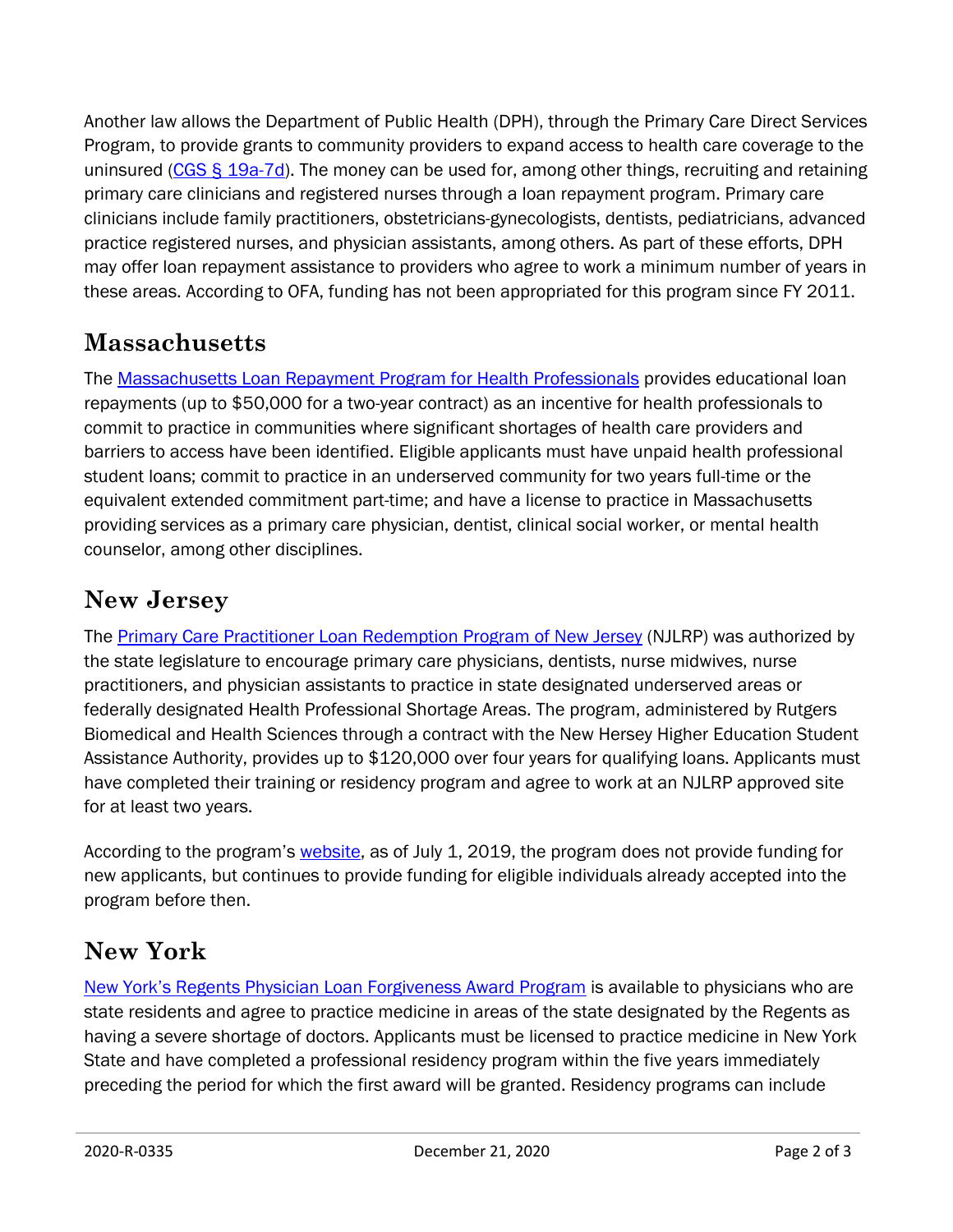Another law allows the Department of Public Health (DPH), through the Primary Care Direct Services Program, to provide grants to community providers to expand access to health care coverage to the uninsured ([CGS § 19a-7d](#)). The money can be used for, among other things, recruiting and retaining primary care clinicians and registered nurses through a loan repayment program. Primary care clinicians include family practitioners, obstetricians-gynecologists, dentists, pediatricians, advanced practice registered nurses, and physician assistants, among others. As part of these efforts, DPH may offer loan repayment assistance to providers who agree to work a minimum number of years in these areas. According to OFA, funding has not been appropriated for this program since FY 2011.

## Massachusetts

The [Massachusetts Loan Repayment Program for Health Professionals](#) provides educational loan repayments (up to $50,000 for a two-year contract) as an incentive for health professionals to commit to practice in communities where significant shortages of health care providers and barriers to access have been identified. Eligible applicants must have unpaid health professional student loans; commit to practice in an underserved community for two years full-time or the equivalent extended commitment part-time; and have a license to practice in Massachusetts providing services as a primary care physician, dentist, clinical social worker, or mental health counselor, among other disciplines.

## New Jersey

The [Primary Care Practitioner Loan Redemption Program of New Jersey](#) (NJLRP) was authorized by the state legislature to encourage primary care physicians, dentists, nurse midwives, nurse practitioners, and physician assistants to practice in state designated underserved areas or federally designated Health Professional Shortage Areas. The program, administered by Rutgers Biomedical and Health Sciences through a contract with the New Hersey Higher Education Student Assistance Authority, provides up to $120,000 over four years for qualifying loans. Applicants must have completed their training or residency program and agree to work at an NJLRP approved site for at least two years.

According to the program's [website](#), as of July 1, 2019, the program does not provide funding for new applicants, but continues to provide funding for eligible individuals already accepted into the program before then.

## New York

[New York's Regents Physician Loan Forgiveness Award Program](#) is available to physicians who are state residents and agree to practice medicine in areas of the state designated by the Regents as having a severe shortage of doctors. Applicants must be licensed to practice medicine in New York State and have completed a professional residency program within the five years immediately preceding the period for which the first award will be granted. Residency programs can include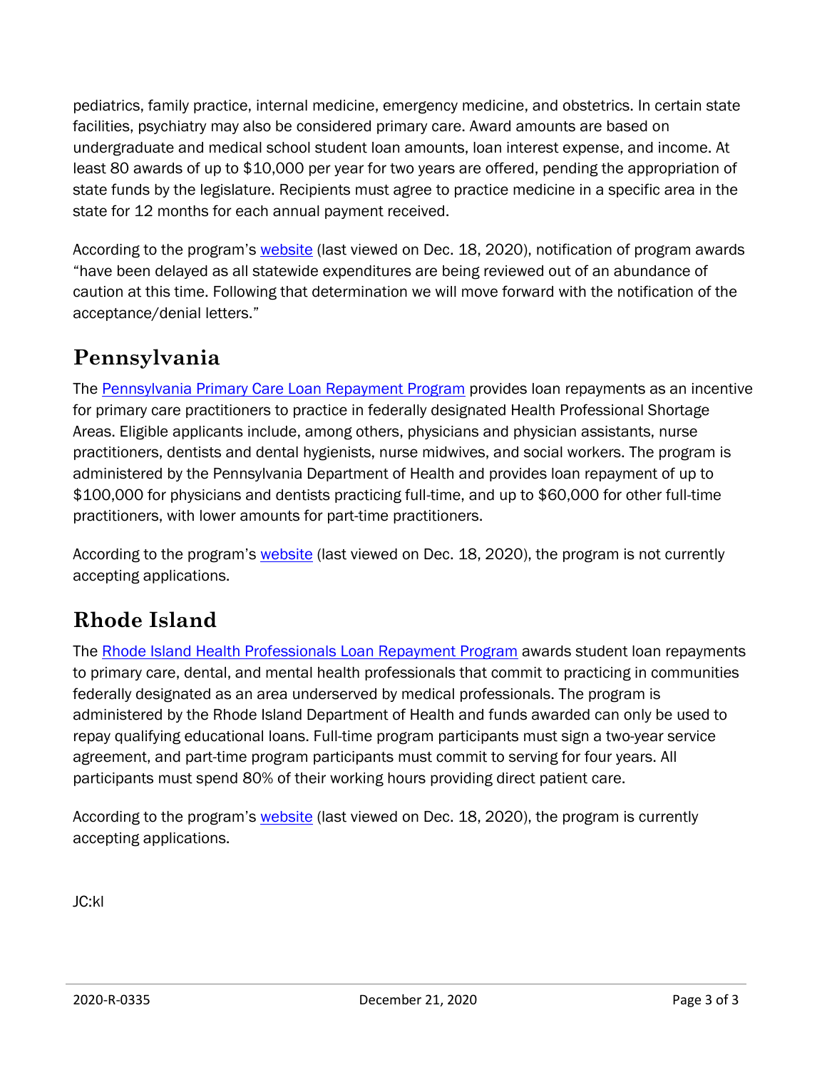pediatrics, family practice, internal medicine, emergency medicine, and obstetrics. In certain state facilities, psychiatry may also be considered primary care. Award amounts are based on undergraduate and medical school student loan amounts, loan interest expense, and income. At least 80 awards of up to $10,000 per year for two years are offered, pending the appropriation of state funds by the legislature. Recipients must agree to practice medicine in a specific area in the state for 12 months for each annual payment received.

According to the program's website (last viewed on Dec. 18, 2020), notification of program awards "have been delayed as all statewide expenditures are being reviewed out of an abundance of caution at this time. Following that determination we will move forward with the notification of the acceptance/denial letters."

## Pennsylvania

The Pennsylvania Primary Care Loan Repayment Program provides loan repayments as an incentive for primary care practitioners to practice in federally designated Health Professional Shortage Areas. Eligible applicants include, among others, physicians and physician assistants, nurse practitioners, dentists and dental hygienists, nurse midwives, and social workers. The program is administered by the Pennsylvania Department of Health and provides loan repayment of up to $100,000 for physicians and dentists practicing full-time, and up to $60,000 for other full-time practitioners, with lower amounts for part-time practitioners.

According to the program's website (last viewed on Dec. 18, 2020), the program is not currently accepting applications.

## Rhode Island

The Rhode Island Health Professionals Loan Repayment Program awards student loan repayments to primary care, dental, and mental health professionals that commit to practicing in communities federally designated as an area underserved by medical professionals. The program is administered by the Rhode Island Department of Health and funds awarded can only be used to repay qualifying educational loans. Full-time program participants must sign a two-year service agreement, and part-time program participants must commit to serving for four years. All participants must spend 80% of their working hours providing direct patient care.

According to the program's website (last viewed on Dec. 18, 2020), the program is currently accepting applications.

JC:kl